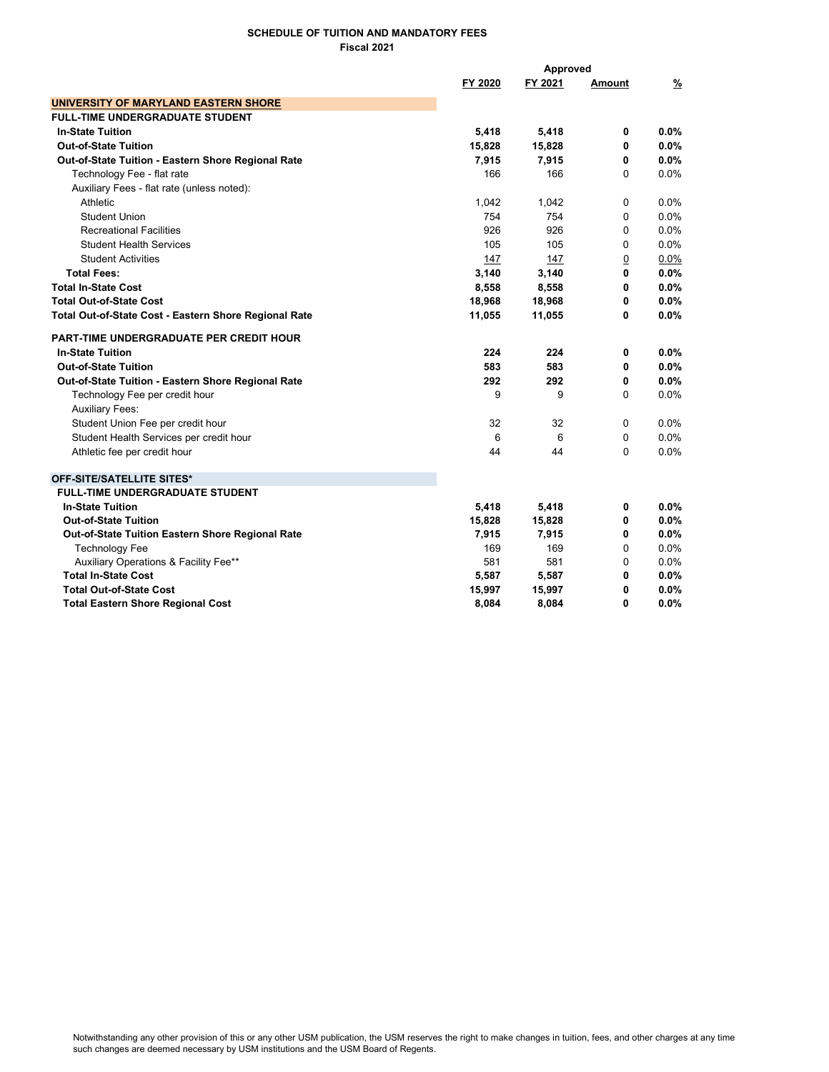**SCHEDULE OF TUITION AND MANDATORY FEES**
**Fiscal 2021**

| | FY 2020 | FY 2021 | Approved Amount | Approved % |
|---|---|---|---|---|
| **UNIVERSITY OF MARYLAND EASTERN SHORE** | | | | |
| **FULL-TIME UNDERGRADUATE STUDENT** | | | | |
| **In-State Tuition** | **5,418** | **5,418** | **0** | **0.0%** |
| **Out-of-State Tuition** | **15,828** | **15,828** | **0** | **0.0%** |
| **Out-of-State Tuition - Eastern Shore Regional Rate** | **7,915** | **7,915** | **0** | **0.0%** |
| Technology Fee - flat rate | 166 | 166 | 0 | 0.0% |
| Auxiliary Fees - flat rate (unless noted): | | | | |
| Athletic | 1,042 | 1,042 | 0 | 0.0% |
| Student Union | 754 | 754 | 0 | 0.0% |
| Recreational Facilities | 926 | 926 | 0 | 0.0% |
| Student Health Services | 105 | 105 | 0 | 0.0% |
| Student Activities | 147 | 147 | 0 | 0.0% |
| **Total Fees:** | **3,140** | **3,140** | **0** | **0.0%** |
| **Total In-State Cost** | **8,558** | **8,558** | **0** | **0.0%** |
| **Total Out-of-State Cost** | **18,968** | **18,968** | **0** | **0.0%** |
| **Total Out-of-State Cost - Eastern Shore Regional Rate** | **11,055** | **11,055** | **0** | **0.0%** |
| **PART-TIME UNDERGRADUATE PER CREDIT HOUR** | | | | |
| **In-State Tuition** | **224** | **224** | **0** | **0.0%** |
| **Out-of-State Tuition** | **583** | **583** | **0** | **0.0%** |
| **Out-of-State Tuition - Eastern Shore Regional Rate** | **292** | **292** | **0** | **0.0%** |
| Technology Fee per credit hour | 9 | 9 | 0 | 0.0% |
| Auxiliary Fees: | | | | |
| Student Union Fee per credit hour | 32 | 32 | 0 | 0.0% |
| Student Health Services per credit hour | 6 | 6 | 0 | 0.0% |
| Athletic fee per credit hour | 44 | 44 | 0 | 0.0% |
| **OFF-SITE/SATELLITE SITES*** | | | | |
| **FULL-TIME UNDERGRADUATE STUDENT** | | | | |
| **In-State Tuition** | **5,418** | **5,418** | **0** | **0.0%** |
| **Out-of-State Tuition** | **15,828** | **15,828** | **0** | **0.0%** |
| **Out-of-State Tuition Eastern Shore Regional Rate** | **7,915** | **7,915** | **0** | **0.0%** |
| Technology Fee | 169 | 169 | 0 | 0.0% |
| Auxiliary Operations & Facility Fee** | 581 | 581 | 0 | 0.0% |
| **Total In-State Cost** | **5,587** | **5,587** | **0** | **0.0%** |
| **Total Out-of-State Cost** | **15,997** | **15,997** | **0** | **0.0%** |
| **Total Eastern Shore Regional Cost** | **8,084** | **8,084** | **0** | **0.0%** |

Notwithstanding any other provision of this or any other USM publication, the USM reserves the right to make changes in tuition, fees, and other charges at any time such changes are deemed necessary by USM institutions and the USM Board of Regents.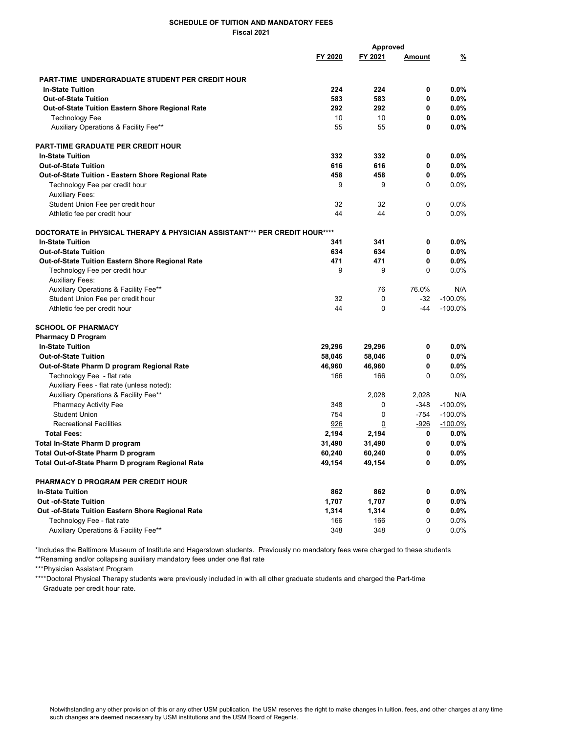**SCHEDULE OF TUITION AND MANDATORY FEES**

**Fiscal 2021**

| | FY 2020 | FY 2021 | Approved Amount | % |
|---|---|---|---|---|
| **PART-TIME UNDERGRADUATE STUDENT PER CREDIT HOUR** | | | | |
| **In-State Tuition** | **224** | **224** | **0** | **0.0%** |
| **Out-of-State Tuition** | **583** | **583** | **0** | **0.0%** |
| **Out-of-State Tuition Eastern Shore Regional Rate** | **292** | **292** | **0** | **0.0%** |
| Technology Fee | 10 | 10 | **0** | **0.0%** |
| Auxiliary Operations & Facility Fee** | 55 | 55 | **0** | **0.0%** |
| **PART-TIME GRADUATE PER CREDIT HOUR** | | | | |
| **In-State Tuition** | **332** | **332** | **0** | **0.0%** |
| **Out-of-State Tuition** | **616** | **616** | **0** | **0.0%** |
| **Out-of-State Tuition - Eastern Shore Regional Rate** | **458** | **458** | **0** | **0.0%** |
| Technology Fee per credit hour | 9 | 9 | 0 | 0.0% |
| Auxiliary Fees: | | | | |
| Student Union Fee per credit hour | 32 | 32 | 0 | 0.0% |
| Athletic fee per credit hour | 44 | 44 | 0 | 0.0% |
| **DOCTORATE in PHYSICAL THERAPY & PHYSICIAN ASSISTANT*** PER CREDIT HOUR**** | | | | |
| **In-State Tuition** | **341** | **341** | **0** | **0.0%** |
| **Out-of-State Tuition** | **634** | **634** | **0** | **0.0%** |
| **Out-of-State Tuition Eastern Shore Regional Rate** | **471** | **471** | **0** | **0.0%** |
| Technology Fee per credit hour | 9 | 9 | 0 | 0.0% |
| Auxiliary Fees: | | | | |
| Auxiliary Operations & Facility Fee** | | 76 | 76.0% | N/A |
| Student Union Fee per credit hour | 32 | 0 | -32 | -100.0% |
| Athletic fee per credit hour | 44 | 0 | -44 | -100.0% |
| **SCHOOL OF PHARMACY** | | | | |
| **Pharmacy D Program** | | | | |
| **In-State Tuition** | **29,296** | **29,296** | **0** | **0.0%** |
| **Out-of-State Tuition** | **58,046** | **58,046** | **0** | **0.0%** |
| **Out-of-State Pharm D program Regional Rate** | **46,960** | **46,960** | **0** | **0.0%** |
| Technology Fee - flat rate | 166 | 166 | 0 | 0.0% |
| Auxiliary Fees - flat rate (unless noted): | | | | |
| Auxiliary Operations & Facility Fee** | | 2,028 | 2,028 | N/A |
| Pharmacy Activity Fee | 348 | 0 | -348 | -100.0% |
| Student Union | 754 | 0 | -754 | -100.0% |
| Recreational Facilities | 926 | 0 | -926 | -100.0% |
| **Total Fees:** | **2,194** | **2,194** | **0** | **0.0%** |
| **Total In-State Pharm D program** | **31,490** | **31,490** | **0** | **0.0%** |
| **Total Out-of-State Pharm D program** | **60,240** | **60,240** | **0** | **0.0%** |
| **Total Out-of-State Pharm D program Regional Rate** | **49,154** | **49,154** | **0** | **0.0%** |
| **PHARMACY D PROGRAM PER CREDIT HOUR** | | | | |
| **In-State Tuition** | **862** | **862** | **0** | **0.0%** |
| **Out -of-State Tuition** | **1,707** | **1,707** | **0** | **0.0%** |
| **Out -of-State Tuition Eastern Shore Regional Rate** | **1,314** | **1,314** | **0** | **0.0%** |
| Technology Fee - flat rate | 166 | 166 | 0 | 0.0% |
| Auxiliary Operations & Facility Fee** | 348 | 348 | 0 | 0.0% |

*Includes the Baltimore Museum of Institute and Hagerstown students. Previously no mandatory fees were charged to these students

**Renaming and/or collapsing auxiliary mandatory fees under one flat rate

***Physician Assistant Program

****Doctoral Physical Therapy students were previously included in with all other graduate students and charged the Part-time Graduate per credit hour rate.

Notwithstanding any other provision of this or any other USM publication, the USM reserves the right to make changes in tuition, fees, and other charges at any time such changes are deemed necessary by USM institutions and the USM Board of Regents.